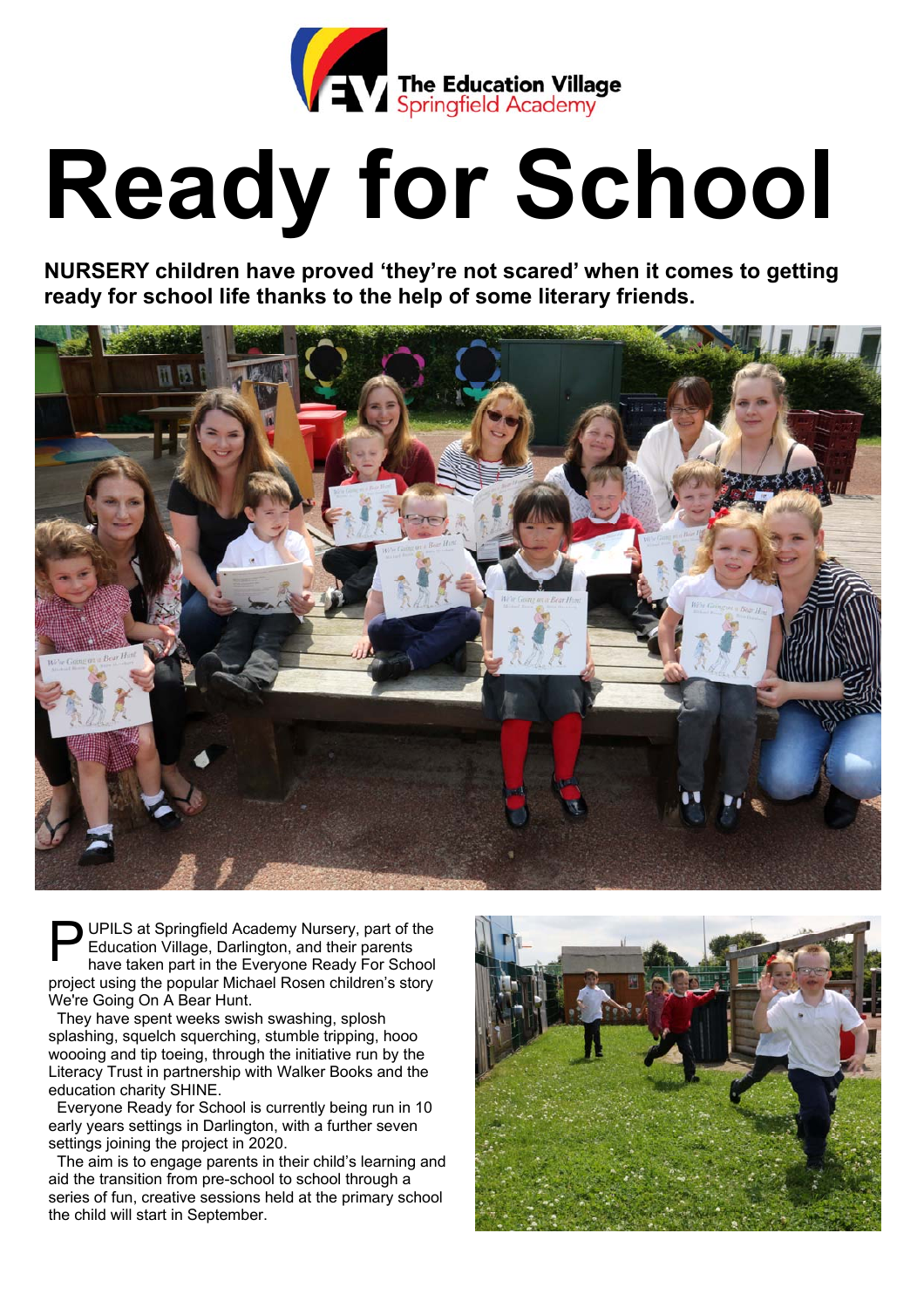The Education Village
Springfield Academy

# Ready for School

**NURSERY children have proved 'they're not scared' when it comes to getting ready for school life thanks to the help of some literary friends.**

PUPILS at Springfield Academy Nursery, part of the Education Village, Darlington, and their parents have taken part in the Everyone Ready For School project using the popular Michael Rosen children's story We're Going On A Bear Hunt.

They have spent weeks swish swashing, splosh splashing, squelch squerching, stumble tripping, hooo woooing and tip toeing, through the initiative run by the Literacy Trust in partnership with Walker Books and the education charity SHINE.

Everyone Ready for School is currently being run in 10 early years settings in Darlington, with a further seven settings joining the project in 2020.

The aim is to engage parents in their child's learning and aid the transition from pre-school to school through a series of fun, creative sessions held at the primary school the child will start in September.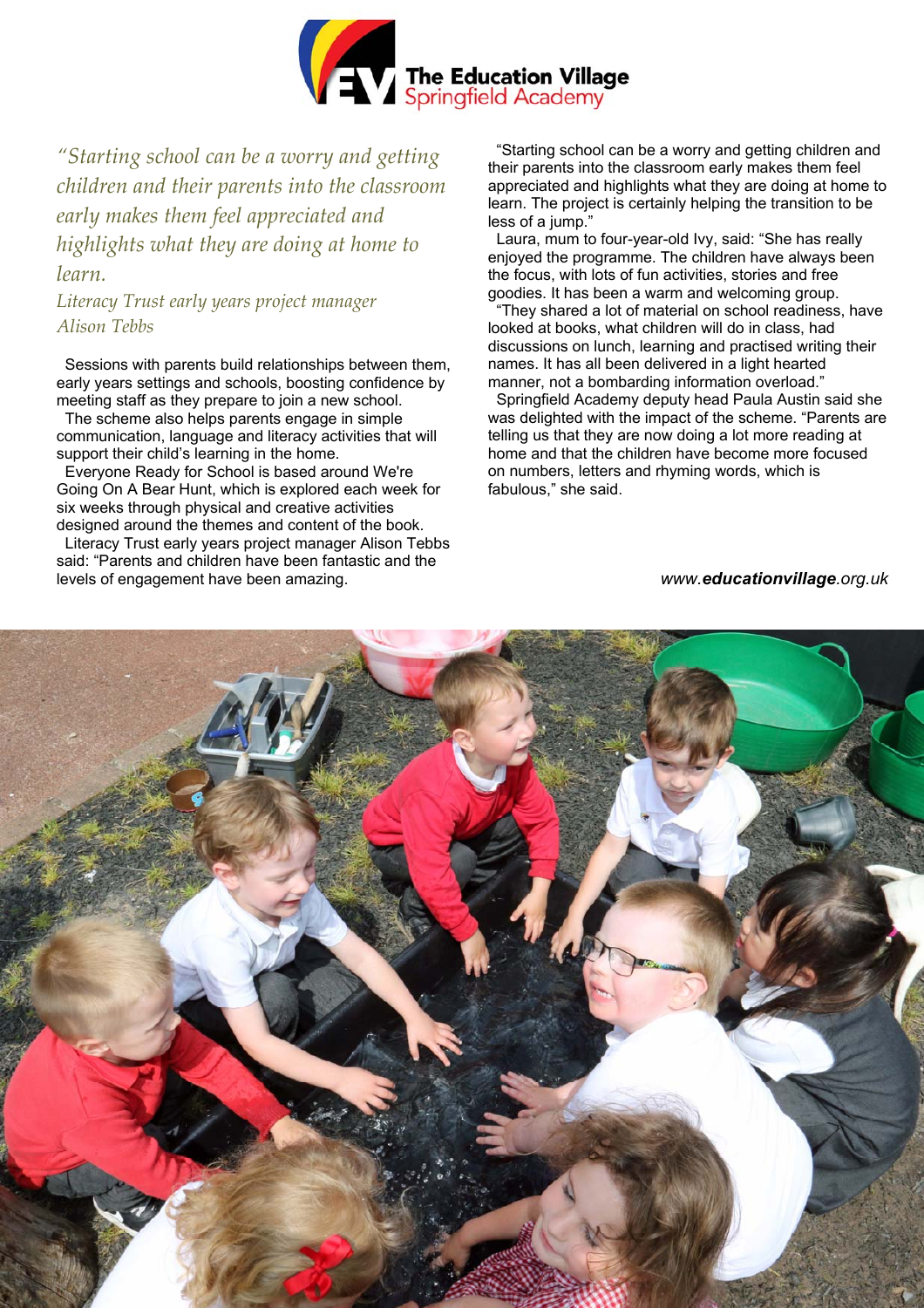**The Education Village**
Springfield Academy

*"Starting school can be a worry and getting children and their parents into the classroom early makes them feel appreciated and highlights what they are doing at home to learn.*

*Literacy Trust early years project manager Alison Tebbs*

Sessions with parents build relationships between them, early years settings and schools, boosting confidence by meeting staff as they prepare to join a new school.

The scheme also helps parents engage in simple communication, language and literacy activities that will support their child's learning in the home.

Everyone Ready for School is based around We're Going On A Bear Hunt, which is explored each week for six weeks through physical and creative activities designed around the themes and content of the book.

Literacy Trust early years project manager Alison Tebbs said: "Parents and children have been fantastic and the levels of engagement have been amazing.

"Starting school can be a worry and getting children and their parents into the classroom early makes them feel appreciated and highlights what they are doing at home to learn. The project is certainly helping the transition to be less of a jump."

Laura, mum to four-year-old Ivy, said: "She has really enjoyed the programme. The children have always been the focus, with lots of fun activities, stories and free goodies. It has been a warm and welcoming group.

"They shared a lot of material on school readiness, have looked at books, what children will do in class, had discussions on lunch, learning and practised writing their names. It has all been delivered in a light hearted manner, not a bombarding information overload."

Springfield Academy deputy head Paula Austin said she was delighted with the impact of the scheme. "Parents are telling us that they are now doing a lot more reading at home and that the children have become more focused on numbers, letters and rhyming words, which is fabulous," she said.

www.**educationvillage**.org.uk